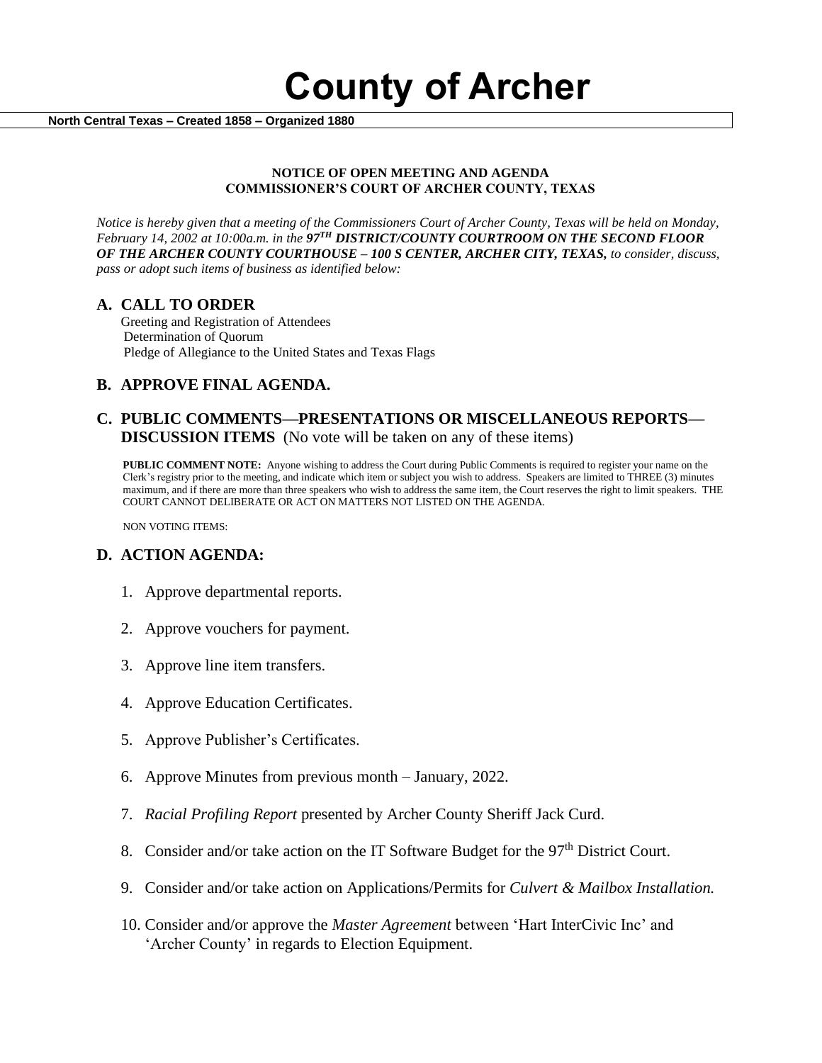# County of Archer

**North Central Texas – Created 1858 – Organized 1880**

**NOTICE OF OPEN MEETING AND AGENDA**
**COMMISSIONER'S COURT OF ARCHER COUNTY, TEXAS**

*Notice is hereby given that a meeting of the Commissioners Court of Archer County, Texas will be held on Monday, February 14, 2002 at 10:00a.m. in the* ***97TH DISTRICT/COUNTY COURTROOM ON THE SECOND FLOOR OF THE ARCHER COUNTY COURTHOUSE – 100 S CENTER, ARCHER CITY, TEXAS,*** *to consider, discuss, pass or adopt such items of business as identified below:*

## A. CALL TO ORDER

Greeting and Registration of Attendees
Determination of Quorum
Pledge of Allegiance to the United States and Texas Flags

## B. APPROVE FINAL AGENDA.

## C. PUBLIC COMMENTS—PRESENTATIONS OR MISCELLANEOUS REPORTS—DISCUSSION ITEMS (No vote will be taken on any of these items)

**PUBLIC COMMENT NOTE:** Anyone wishing to address the Court during Public Comments is required to register your name on the Clerk's registry prior to the meeting, and indicate which item or subject you wish to address. Speakers are limited to THREE (3) minutes maximum, and if there are more than three speakers who wish to address the same item, the Court reserves the right to limit speakers. THE COURT CANNOT DELIBERATE OR ACT ON MATTERS NOT LISTED ON THE AGENDA.

NON VOTING ITEMS:

## D. ACTION AGENDA:

1. Approve departmental reports.
2. Approve vouchers for payment.
3. Approve line item transfers.
4. Approve Education Certificates.
5. Approve Publisher's Certificates.
6. Approve Minutes from previous month – January, 2022.
7. *Racial Profiling Report* presented by Archer County Sheriff Jack Curd.
8. Consider and/or take action on the IT Software Budget for the 97th District Court.
9. Consider and/or take action on Applications/Permits for *Culvert & Mailbox Installation.*
10. Consider and/or approve the *Master Agreement* between 'Hart InterCivic Inc' and 'Archer County' in regards to Election Equipment.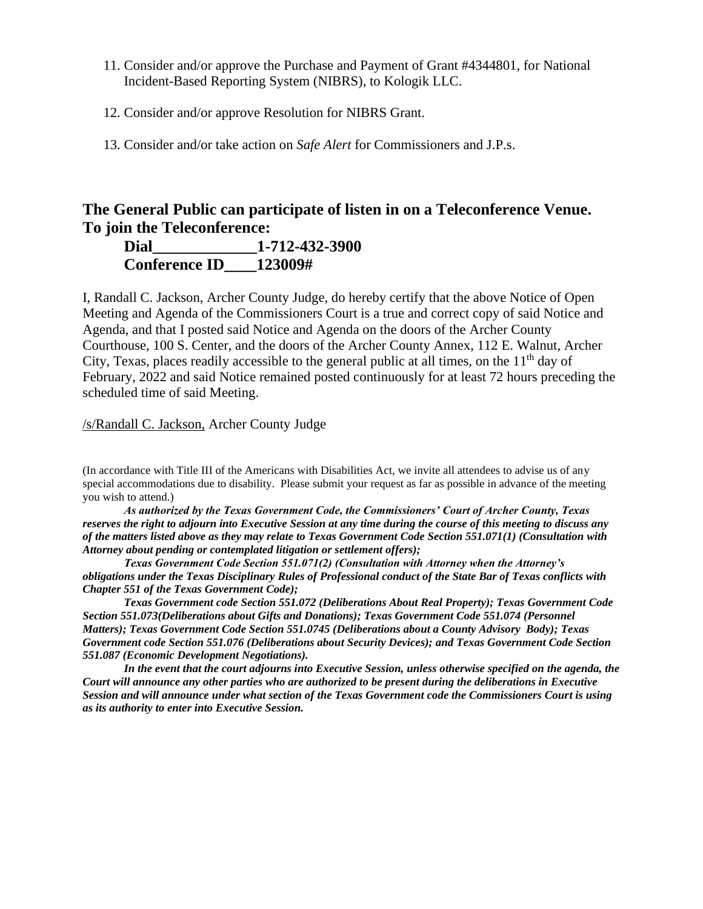11. Consider and/or approve the Purchase and Payment of Grant #4344801, for National Incident-Based Reporting System (NIBRS), to Kologik LLC.

12. Consider and/or approve Resolution for NIBRS Grant.

13. Consider and/or take action on *Safe Alert* for Commissioners and J.P.s.

**The General Public can participate of listen in on a Teleconference Venue.**
**To join the Teleconference:**

**Dial_____________1-712-432-3900**
**Conference ID____123009#**

I, Randall C. Jackson, Archer County Judge, do hereby certify that the above Notice of Open Meeting and Agenda of the Commissioners Court is a true and correct copy of said Notice and Agenda, and that I posted said Notice and Agenda on the doors of the Archer County Courthouse, 100 S. Center, and the doors of the Archer County Annex, 112 E. Walnut, Archer City, Texas, places readily accessible to the general public at all times, on the 11th day of February, 2022 and said Notice remained posted continuously for at least 72 hours preceding the scheduled time of said Meeting.

/s/Randall C. Jackson, Archer County Judge

(In accordance with Title III of the Americans with Disabilities Act, we invite all attendees to advise us of any special accommodations due to disability. Please submit your request as far as possible in advance of the meeting you wish to attend.)

***As authorized by the Texas Government Code, the Commissioners' Court of Archer County, Texas reserves the right to adjourn into Executive Session at any time during the course of this meeting to discuss any of the matters listed above as they may relate to Texas Government Code Section 551.071(1) (Consultation with Attorney about pending or contemplated litigation or settlement offers);***

***Texas Government Code Section 551.071(2) (Consultation with Attorney when the Attorney's obligations under the Texas Disciplinary Rules of Professional conduct of the State Bar of Texas conflicts with Chapter 551 of the Texas Government Code);***

***Texas Government code Section 551.072 (Deliberations About Real Property); Texas Government Code Section 551.073(Deliberations about Gifts and Donations); Texas Government Code 551.074 (Personnel Matters); Texas Government Code Section 551.0745 (Deliberations about a County Advisory Body); Texas Government code Section 551.076 (Deliberations about Security Devices); and Texas Government Code Section 551.087 (Economic Development Negotiations).***

***In the event that the court adjourns into Executive Session, unless otherwise specified on the agenda, the Court will announce any other parties who are authorized to be present during the deliberations in Executive Session and will announce under what section of the Texas Government code the Commissioners Court is using as its authority to enter into Executive Session.***